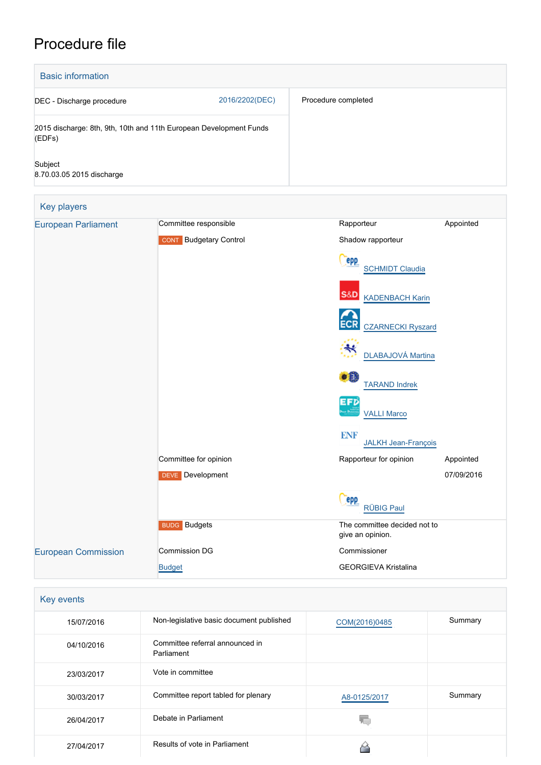# Procedure file

## Basic information

| | |
|---|---|
| DEC - Discharge procedure 2016/2202(DEC) | Procedure completed |
| 2015 discharge: 8th, 9th, 10th and 11th European Development Funds (EDFs) | |
| Subject<br>8.70.03.05 2015 discharge | |

## Key players

| | | | |
|---|---|---|---|
| European Parliament | Committee responsible | Rapporteur | Appointed |
| | CONT Budgetary Control | Shadow rapporteur<br>SCHMIDT Claudia<br>KADENBACH Karin<br>CZARNECKI Ryszard<br>DLABAJOVÁ Martina<br>TARAND Indrek<br>VALLI Marco<br>JALKH Jean-François | |
| | Committee for opinion | Rapporteur for opinion | Appointed |
| | DEVE Development | RÜBIG Paul | 07/09/2016 |
| | BUDG Budgets | The committee decided not to give an opinion. | |
| European Commission | Commission DG | Commissioner | |
| | Budget | GEORGIEVA Kristalina | |

## Key events

| | | | |
|---|---|---|---|
| 15/07/2016 | Non-legislative basic document published | COM(2016)0485 | Summary |
| 04/10/2016 | Committee referral announced in Parliament | | |
| 23/03/2017 | Vote in committee | | |
| 30/03/2017 | Committee report tabled for plenary | A8-0125/2017 | Summary |
| 26/04/2017 | Debate in Parliament | | |
| 27/04/2017 | Results of vote in Parliament | | |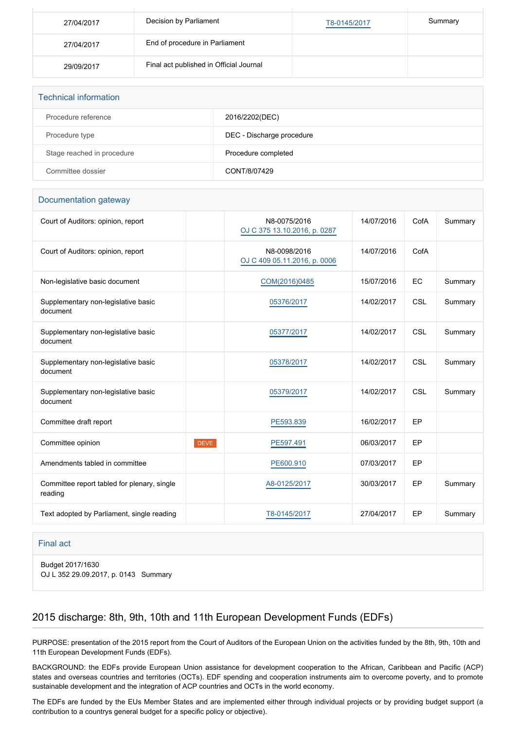| 27/04/2017 | Decision by Parliament | T8-0145/2017 | Summary |
|---|---|---|---|
| 27/04/2017 | End of procedure in Parliament | | |
| 29/09/2017 | Final act published in Official Journal | | |

## Technical information

| | |
|---|---|
| Procedure reference | 2016/2202(DEC) |
| Procedure type | DEC - Discharge procedure |
| Stage reached in procedure | Procedure completed |
| Committee dossier | CONT/8/07429 |

## Documentation gateway

| | | | | | |
|---|---|---|---|---|---|
| Court of Auditors: opinion, report | | N8-0075/2016 OJ C 375 13.10.2016, p. 0287 | 14/07/2016 | CofA | Summary |
| Court of Auditors: opinion, report | | N8-0098/2016 OJ C 409 05.11.2016, p. 0006 | 14/07/2016 | CofA | |
| Non-legislative basic document | | COM(2016)0485 | 15/07/2016 | EC | Summary |
| Supplementary non-legislative basic document | | 05376/2017 | 14/02/2017 | CSL | Summary |
| Supplementary non-legislative basic document | | 05377/2017 | 14/02/2017 | CSL | Summary |
| Supplementary non-legislative basic document | | 05378/2017 | 14/02/2017 | CSL | Summary |
| Supplementary non-legislative basic document | | 05379/2017 | 14/02/2017 | CSL | Summary |
| Committee draft report | | PE593.839 | 16/02/2017 | EP | |
| Committee opinion | DEVE | PE597.491 | 06/03/2017 | EP | |
| Amendments tabled in committee | | PE600.910 | 07/03/2017 | EP | |
| Committee report tabled for plenary, single reading | | A8-0125/2017 | 30/03/2017 | EP | Summary |
| Text adopted by Parliament, single reading | | T8-0145/2017 | 27/04/2017 | EP | Summary |

## Final act

Budget 2017/1630
OJ L 352 29.09.2017, p. 0143 Summary

## 2015 discharge: 8th, 9th, 10th and 11th European Development Funds (EDFs)

PURPOSE: presentation of the 2015 report from the Court of Auditors of the European Union on the activities funded by the 8th, 9th, 10th and 11th European Development Funds (EDFs).

BACKGROUND: the EDFs provide European Union assistance for development cooperation to the African, Caribbean and Pacific (ACP) states and overseas countries and territories (OCTs). EDF spending and cooperation instruments aim to overcome poverty, and to promote sustainable development and the integration of ACP countries and OCTs in the world economy.

The EDFs are funded by the EUs Member States and are implemented either through individual projects or by providing budget support (a contribution to a countrys general budget for a specific policy or objective).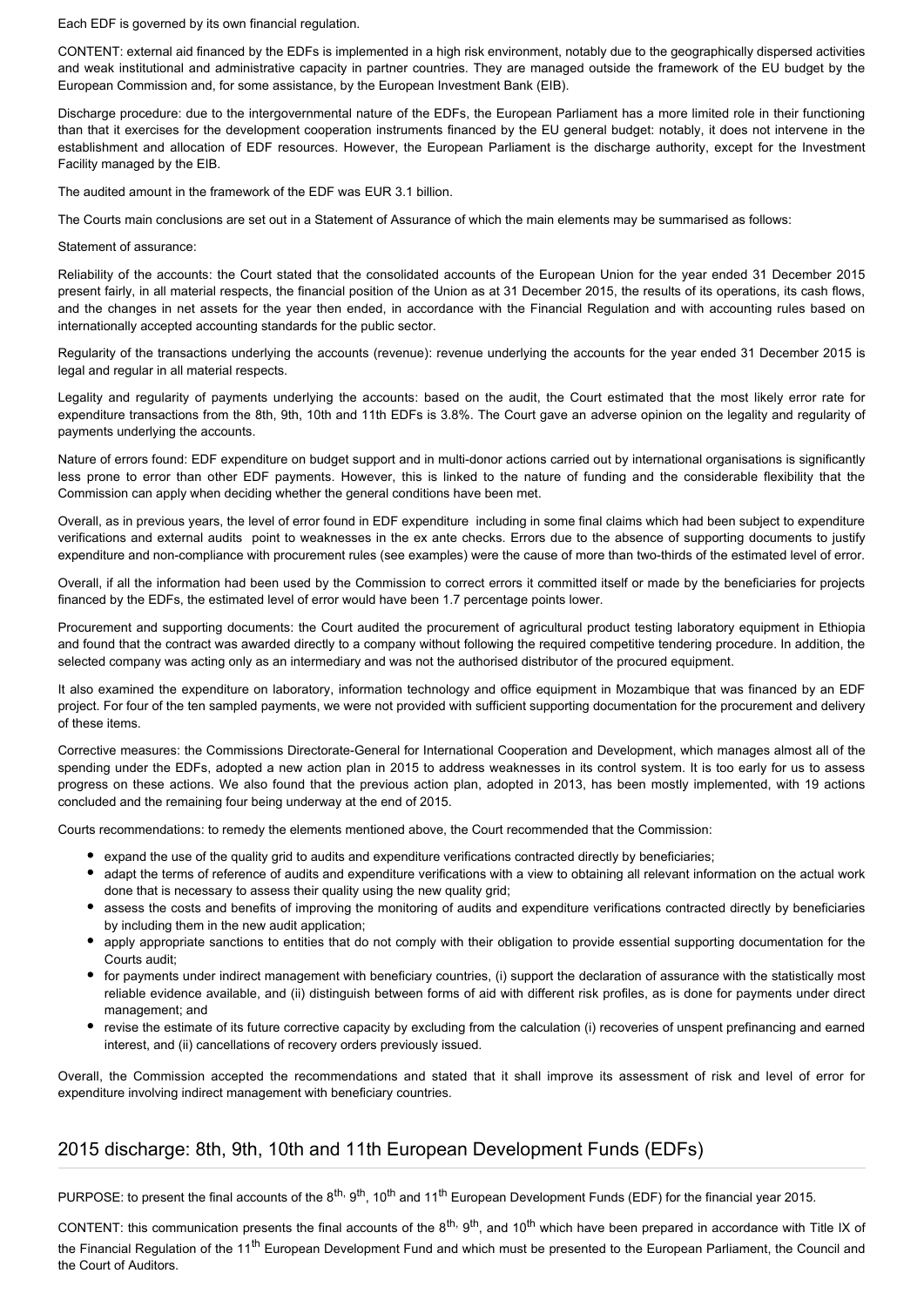Each EDF is governed by its own financial regulation.

CONTENT: external aid financed by the EDFs is implemented in a high risk environment, notably due to the geographically dispersed activities and weak institutional and administrative capacity in partner countries. They are managed outside the framework of the EU budget by the European Commission and, for some assistance, by the European Investment Bank (EIB).

Discharge procedure: due to the intergovernmental nature of the EDFs, the European Parliament has a more limited role in their functioning than that it exercises for the development cooperation instruments financed by the EU general budget: notably, it does not intervene in the establishment and allocation of EDF resources. However, the European Parliament is the discharge authority, except for the Investment Facility managed by the EIB.

The audited amount in the framework of the EDF was EUR 3.1 billion.

The Courts main conclusions are set out in a Statement of Assurance of which the main elements may be summarised as follows:

Statement of assurance:

Reliability of the accounts: the Court stated that the consolidated accounts of the European Union for the year ended 31 December 2015 present fairly, in all material respects, the financial position of the Union as at 31 December 2015, the results of its operations, its cash flows, and the changes in net assets for the year then ended, in accordance with the Financial Regulation and with accounting rules based on internationally accepted accounting standards for the public sector.

Regularity of the transactions underlying the accounts (revenue): revenue underlying the accounts for the year ended 31 December 2015 is legal and regular in all material respects.

Legality and regularity of payments underlying the accounts: based on the audit, the Court estimated that the most likely error rate for expenditure transactions from the 8th, 9th, 10th and 11th EDFs is 3.8%. The Court gave an adverse opinion on the legality and regularity of payments underlying the accounts.

Nature of errors found: EDF expenditure on budget support and in multi-donor actions carried out by international organisations is significantly less prone to error than other EDF payments. However, this is linked to the nature of funding and the considerable flexibility that the Commission can apply when deciding whether the general conditions have been met.

Overall, as in previous years, the level of error found in EDF expenditure including in some final claims which had been subject to expenditure verifications and external audits point to weaknesses in the ex ante checks. Errors due to the absence of supporting documents to justify expenditure and non-compliance with procurement rules (see examples) were the cause of more than two-thirds of the estimated level of error.

Overall, if all the information had been used by the Commission to correct errors it committed itself or made by the beneficiaries for projects financed by the EDFs, the estimated level of error would have been 1.7 percentage points lower.

Procurement and supporting documents: the Court audited the procurement of agricultural product testing laboratory equipment in Ethiopia and found that the contract was awarded directly to a company without following the required competitive tendering procedure. In addition, the selected company was acting only as an intermediary and was not the authorised distributor of the procured equipment.

It also examined the expenditure on laboratory, information technology and office equipment in Mozambique that was financed by an EDF project. For four of the ten sampled payments, we were not provided with sufficient supporting documentation for the procurement and delivery of these items.

Corrective measures: the Commissions Directorate-General for International Cooperation and Development, which manages almost all of the spending under the EDFs, adopted a new action plan in 2015 to address weaknesses in its control system. It is too early for us to assess progress on these actions. We also found that the previous action plan, adopted in 2013, has been mostly implemented, with 19 actions concluded and the remaining four being underway at the end of 2015.

Courts recommendations: to remedy the elements mentioned above, the Court recommended that the Commission:

- expand the use of the quality grid to audits and expenditure verifications contracted directly by beneficiaries;
- adapt the terms of reference of audits and expenditure verifications with a view to obtaining all relevant information on the actual work done that is necessary to assess their quality using the new quality grid;
- assess the costs and benefits of improving the monitoring of audits and expenditure verifications contracted directly by beneficiaries by including them in the new audit application;
- apply appropriate sanctions to entities that do not comply with their obligation to provide essential supporting documentation for the Courts audit;
- for payments under indirect management with beneficiary countries, (i) support the declaration of assurance with the statistically most reliable evidence available, and (ii) distinguish between forms of aid with different risk profiles, as is done for payments under direct management; and
- revise the estimate of its future corrective capacity by excluding from the calculation (i) recoveries of unspent prefinancing and earned interest, and (ii) cancellations of recovery orders previously issued.

Overall, the Commission accepted the recommendations and stated that it shall improve its assessment of risk and level of error for expenditure involving indirect management with beneficiary countries.

## 2015 discharge: 8th, 9th, 10th and 11th European Development Funds (EDFs)

PURPOSE: to present the final accounts of the 8th, 9th, 10th and 11th European Development Funds (EDF) for the financial year 2015.

CONTENT: this communication presents the final accounts of the 8th, 9th, and 10th which have been prepared in accordance with Title IX of the Financial Regulation of the 11th European Development Fund and which must be presented to the European Parliament, the Council and the Court of Auditors.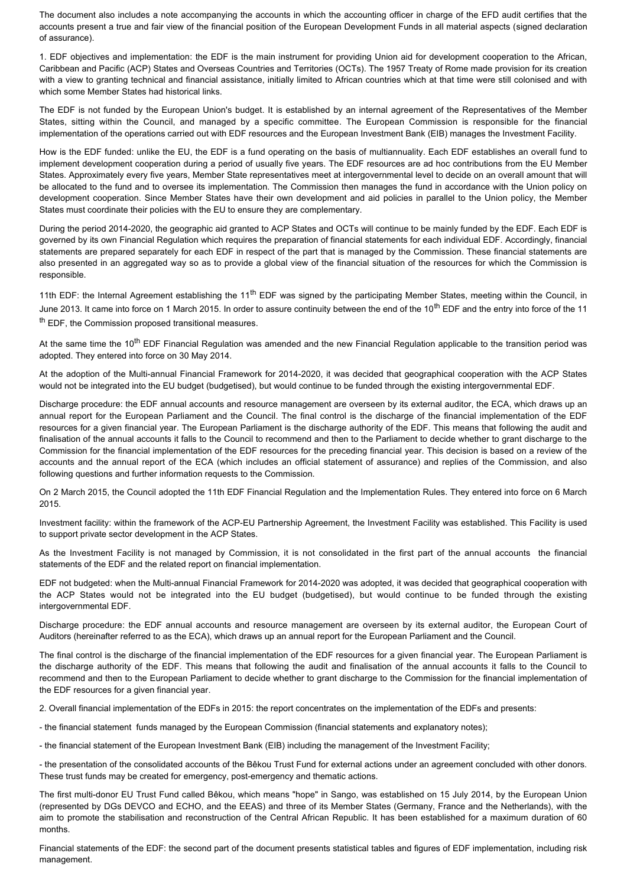The document also includes a note accompanying the accounts in which the accounting officer in charge of the EFD audit certifies that the accounts present a true and fair view of the financial position of the European Development Funds in all material aspects (signed declaration of assurance).

1. EDF objectives and implementation: the EDF is the main instrument for providing Union aid for development cooperation to the African, Caribbean and Pacific (ACP) States and Overseas Countries and Territories (OCTs). The 1957 Treaty of Rome made provision for its creation with a view to granting technical and financial assistance, initially limited to African countries which at that time were still colonised and with which some Member States had historical links.

The EDF is not funded by the European Union's budget. It is established by an internal agreement of the Representatives of the Member States, sitting within the Council, and managed by a specific committee. The European Commission is responsible for the financial implementation of the operations carried out with EDF resources and the European Investment Bank (EIB) manages the Investment Facility.

How is the EDF funded: unlike the EU, the EDF is a fund operating on the basis of multiannuality. Each EDF establishes an overall fund to implement development cooperation during a period of usually five years. The EDF resources are ad hoc contributions from the EU Member States. Approximately every five years, Member State representatives meet at intergovernmental level to decide on an overall amount that will be allocated to the fund and to oversee its implementation. The Commission then manages the fund in accordance with the Union policy on development cooperation. Since Member States have their own development and aid policies in parallel to the Union policy, the Member States must coordinate their policies with the EU to ensure they are complementary.

During the period 2014-2020, the geographic aid granted to ACP States and OCTs will continue to be mainly funded by the EDF. Each EDF is governed by its own Financial Regulation which requires the preparation of financial statements for each individual EDF. Accordingly, financial statements are prepared separately for each EDF in respect of the part that is managed by the Commission. These financial statements are also presented in an aggregated way so as to provide a global view of the financial situation of the resources for which the Commission is responsible.

11th EDF: the Internal Agreement establishing the 11th EDF was signed by the participating Member States, meeting within the Council, in June 2013. It came into force on 1 March 2015. In order to assure continuity between the end of the 10th EDF and the entry into force of the 11th EDF, the Commission proposed transitional measures.

At the same time the 10th EDF Financial Regulation was amended and the new Financial Regulation applicable to the transition period was adopted. They entered into force on 30 May 2014.

At the adoption of the Multi-annual Financial Framework for 2014-2020, it was decided that geographical cooperation with the ACP States would not be integrated into the EU budget (budgetised), but would continue to be funded through the existing intergovernmental EDF.

Discharge procedure: the EDF annual accounts and resource management are overseen by its external auditor, the ECA, which draws up an annual report for the European Parliament and the Council. The final control is the discharge of the financial implementation of the EDF resources for a given financial year. The European Parliament is the discharge authority of the EDF. This means that following the audit and finalisation of the annual accounts it falls to the Council to recommend and then to the Parliament to decide whether to grant discharge to the Commission for the financial implementation of the EDF resources for the preceding financial year. This decision is based on a review of the accounts and the annual report of the ECA (which includes an official statement of assurance) and replies of the Commission, and also following questions and further information requests to the Commission.

On 2 March 2015, the Council adopted the 11th EDF Financial Regulation and the Implementation Rules. They entered into force on 6 March 2015.

Investment facility: within the framework of the ACP-EU Partnership Agreement, the Investment Facility was established. This Facility is used to support private sector development in the ACP States.

As the Investment Facility is not managed by Commission, it is not consolidated in the first part of the annual accounts the financial statements of the EDF and the related report on financial implementation.

EDF not budgeted: when the Multi-annual Financial Framework for 2014-2020 was adopted, it was decided that geographical cooperation with the ACP States would not be integrated into the EU budget (budgetised), but would continue to be funded through the existing intergovernmental EDF.

Discharge procedure: the EDF annual accounts and resource management are overseen by its external auditor, the European Court of Auditors (hereinafter referred to as the ECA), which draws up an annual report for the European Parliament and the Council.

The final control is the discharge of the financial implementation of the EDF resources for a given financial year. The European Parliament is the discharge authority of the EDF. This means that following the audit and finalisation of the annual accounts it falls to the Council to recommend and then to the European Parliament to decide whether to grant discharge to the Commission for the financial implementation of the EDF resources for a given financial year.

2. Overall financial implementation of the EDFs in 2015: the report concentrates on the implementation of the EDFs and presents:

- the financial statement funds managed by the European Commission (financial statements and explanatory notes);
- the financial statement of the European Investment Bank (EIB) including the management of the Investment Facility;
- the presentation of the consolidated accounts of the Bêkou Trust Fund for external actions under an agreement concluded with other donors. These trust funds may be created for emergency, post-emergency and thematic actions.

The first multi-donor EU Trust Fund called Bêkou, which means "hope" in Sango, was established on 15 July 2014, by the European Union (represented by DGs DEVCO and ECHO, and the EEAS) and three of its Member States (Germany, France and the Netherlands), with the aim to promote the stabilisation and reconstruction of the Central African Republic. It has been established for a maximum duration of 60 months.

Financial statements of the EDF: the second part of the document presents statistical tables and figures of EDF implementation, including risk management.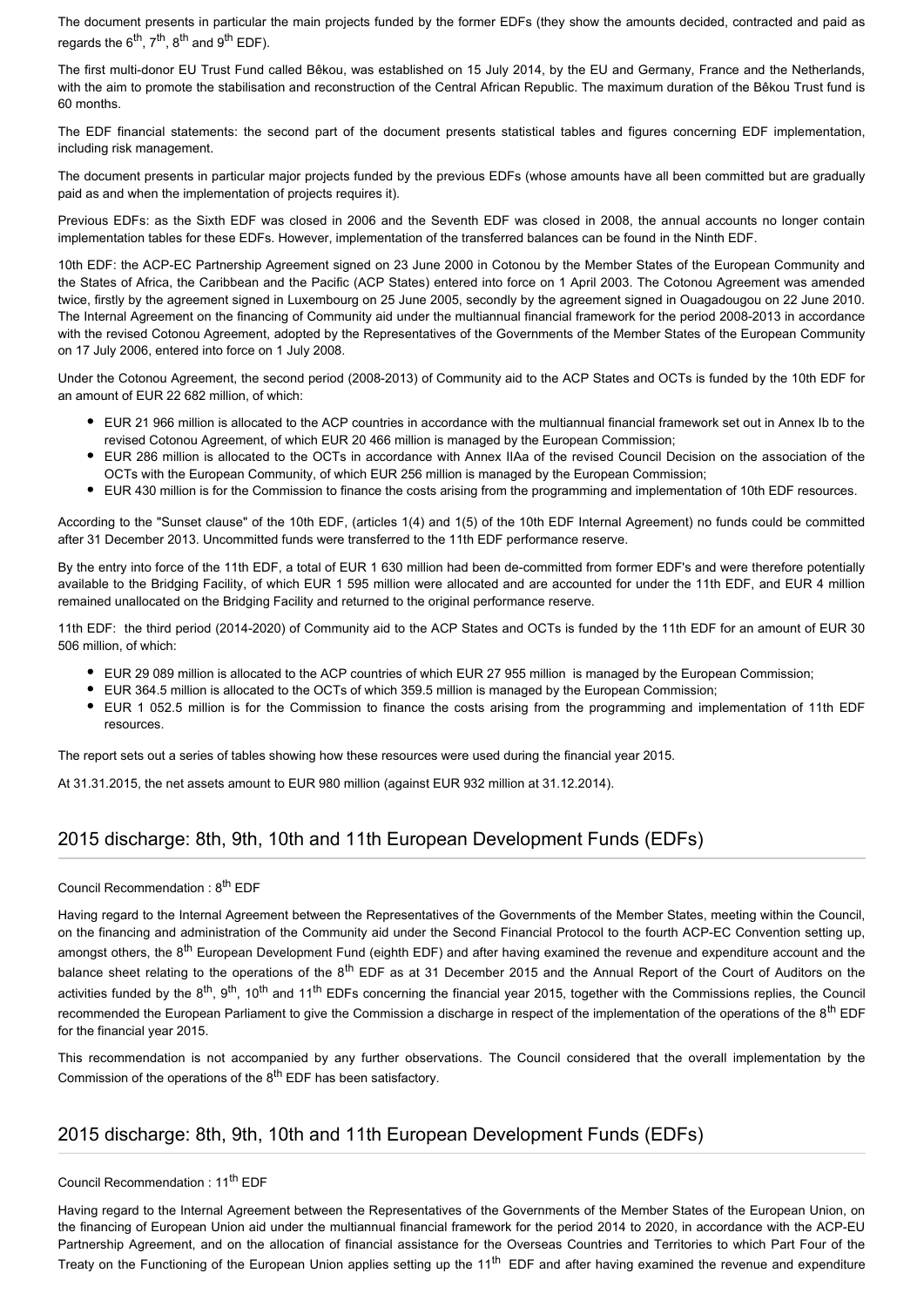The document presents in particular the main projects funded by the former EDFs (they show the amounts decided, contracted and paid as regards the 6th, 7th, 8th and 9th EDF).

The first multi-donor EU Trust Fund called Bêkou, was established on 15 July 2014, by the EU and Germany, France and the Netherlands, with the aim to promote the stabilisation and reconstruction of the Central African Republic. The maximum duration of the Bêkou Trust fund is 60 months.

The EDF financial statements: the second part of the document presents statistical tables and figures concerning EDF implementation, including risk management.

The document presents in particular major projects funded by the previous EDFs (whose amounts have all been committed but are gradually paid as and when the implementation of projects requires it).

Previous EDFs: as the Sixth EDF was closed in 2006 and the Seventh EDF was closed in 2008, the annual accounts no longer contain implementation tables for these EDFs. However, implementation of the transferred balances can be found in the Ninth EDF.

10th EDF: the ACP-EC Partnership Agreement signed on 23 June 2000 in Cotonou by the Member States of the European Community and the States of Africa, the Caribbean and the Pacific (ACP States) entered into force on 1 April 2003. The Cotonou Agreement was amended twice, firstly by the agreement signed in Luxembourg on 25 June 2005, secondly by the agreement signed in Ouagadougou on 22 June 2010. The Internal Agreement on the financing of Community aid under the multiannual financial framework for the period 2008-2013 in accordance with the revised Cotonou Agreement, adopted by the Representatives of the Governments of the Member States of the European Community on 17 July 2006, entered into force on 1 July 2008.

Under the Cotonou Agreement, the second period (2008-2013) of Community aid to the ACP States and OCTs is funded by the 10th EDF for an amount of EUR 22 682 million, of which:

- EUR 21 966 million is allocated to the ACP countries in accordance with the multiannual financial framework set out in Annex Ib to the revised Cotonou Agreement, of which EUR 20 466 million is managed by the European Commission;
- EUR 286 million is allocated to the OCTs in accordance with Annex IIAa of the revised Council Decision on the association of the OCTs with the European Community, of which EUR 256 million is managed by the European Commission;
- EUR 430 million is for the Commission to finance the costs arising from the programming and implementation of 10th EDF resources.

According to the "Sunset clause" of the 10th EDF, (articles 1(4) and 1(5) of the 10th EDF Internal Agreement) no funds could be committed after 31 December 2013. Uncommitted funds were transferred to the 11th EDF performance reserve.

By the entry into force of the 11th EDF, a total of EUR 1 630 million had been de-committed from former EDF's and were therefore potentially available to the Bridging Facility, of which EUR 1 595 million were allocated and are accounted for under the 11th EDF, and EUR 4 million remained unallocated on the Bridging Facility and returned to the original performance reserve.

11th EDF: the third period (2014-2020) of Community aid to the ACP States and OCTs is funded by the 11th EDF for an amount of EUR 30 506 million, of which:

- EUR 29 089 million is allocated to the ACP countries of which EUR 27 955 million is managed by the European Commission;
- EUR 364.5 million is allocated to the OCTs of which 359.5 million is managed by the European Commission;
- EUR 1 052.5 million is for the Commission to finance the costs arising from the programming and implementation of 11th EDF resources.

The report sets out a series of tables showing how these resources were used during the financial year 2015.

At 31.31.2015, the net assets amount to EUR 980 million (against EUR 932 million at 31.12.2014).

## 2015 discharge: 8th, 9th, 10th and 11th European Development Funds (EDFs)

Council Recommendation : 8th EDF

Having regard to the Internal Agreement between the Representatives of the Governments of the Member States, meeting within the Council, on the financing and administration of the Community aid under the Second Financial Protocol to the fourth ACP-EC Convention setting up, amongst others, the 8th European Development Fund (eighth EDF) and after having examined the revenue and expenditure account and the balance sheet relating to the operations of the 8th EDF as at 31 December 2015 and the Annual Report of the Court of Auditors on the activities funded by the 8th, 9th, 10th and 11th EDFs concerning the financial year 2015, together with the Commissions replies, the Council recommended the European Parliament to give the Commission a discharge in respect of the implementation of the operations of the 8th EDF for the financial year 2015.

This recommendation is not accompanied by any further observations. The Council considered that the overall implementation by the Commission of the operations of the 8th EDF has been satisfactory.

## 2015 discharge: 8th, 9th, 10th and 11th European Development Funds (EDFs)

Council Recommendation : 11th EDF

Having regard to the Internal Agreement between the Representatives of the Governments of the Member States of the European Union, on the financing of European Union aid under the multiannual financial framework for the period 2014 to 2020, in accordance with the ACP-EU Partnership Agreement, and on the allocation of financial assistance for the Overseas Countries and Territories to which Part Four of the Treaty on the Functioning of the European Union applies setting up the 11th EDF and after having examined the revenue and expenditure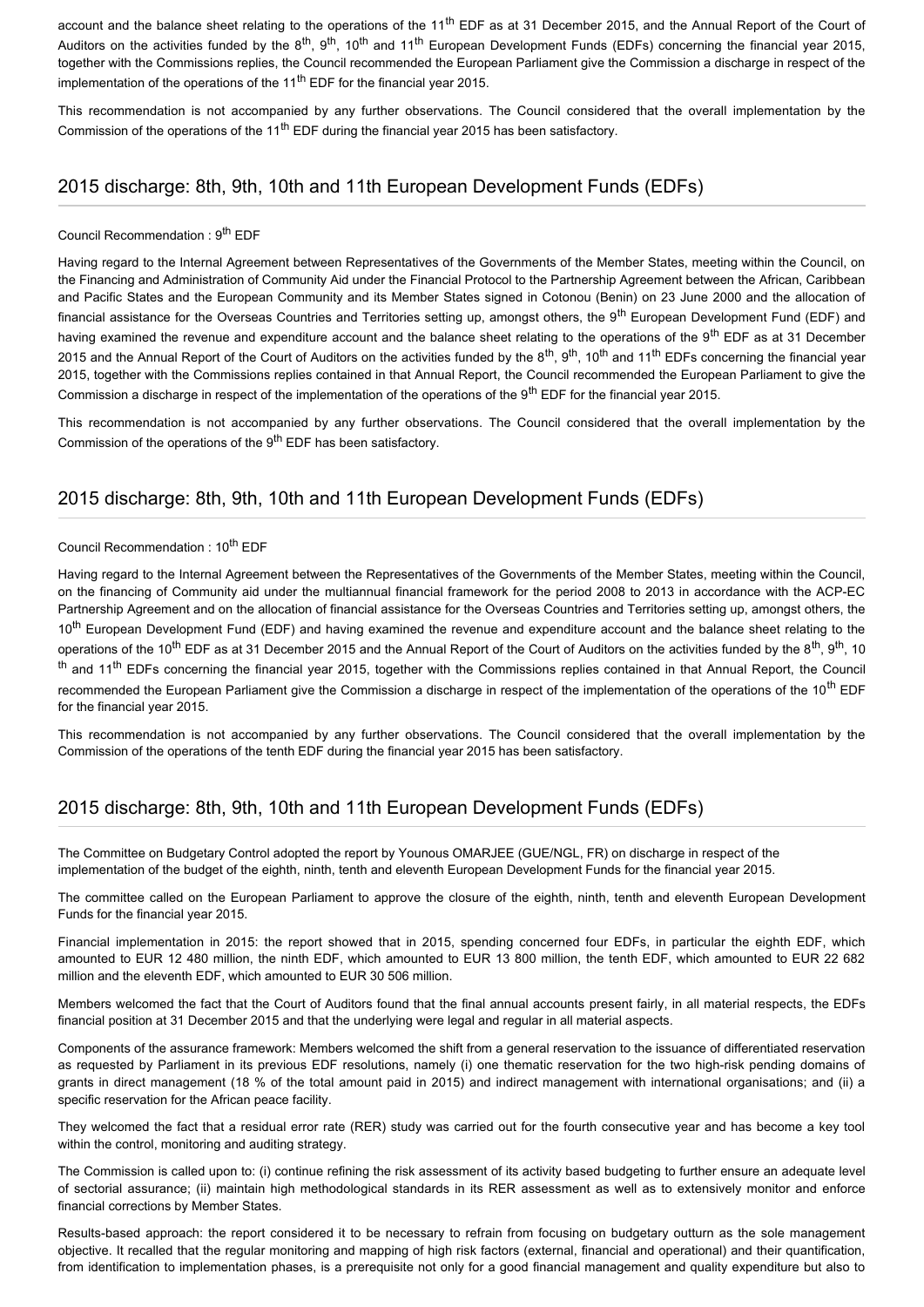account and the balance sheet relating to the operations of the 11th EDF as at 31 December 2015, and the Annual Report of the Court of Auditors on the activities funded by the 8th, 9th, 10th and 11th European Development Funds (EDFs) concerning the financial year 2015, together with the Commissions replies, the Council recommended the European Parliament give the Commission a discharge in respect of the implementation of the operations of the 11th EDF for the financial year 2015.

This recommendation is not accompanied by any further observations. The Council considered that the overall implementation by the Commission of the operations of the 11th EDF during the financial year 2015 has been satisfactory.

## 2015 discharge: 8th, 9th, 10th and 11th European Development Funds (EDFs)

Council Recommendation : 9th EDF

Having regard to the Internal Agreement between Representatives of the Governments of the Member States, meeting within the Council, on the Financing and Administration of Community Aid under the Financial Protocol to the Partnership Agreement between the African, Caribbean and Pacific States and the European Community and its Member States signed in Cotonou (Benin) on 23 June 2000 and the allocation of financial assistance for the Overseas Countries and Territories setting up, amongst others, the 9th European Development Fund (EDF) and having examined the revenue and expenditure account and the balance sheet relating to the operations of the 9th EDF as at 31 December 2015 and the Annual Report of the Court of Auditors on the activities funded by the 8th, 9th, 10th and 11th EDFs concerning the financial year 2015, together with the Commissions replies contained in that Annual Report, the Council recommended the European Parliament to give the Commission a discharge in respect of the implementation of the operations of the 9th EDF for the financial year 2015.

This recommendation is not accompanied by any further observations. The Council considered that the overall implementation by the Commission of the operations of the 9th EDF has been satisfactory.

## 2015 discharge: 8th, 9th, 10th and 11th European Development Funds (EDFs)

Council Recommendation : 10th EDF

Having regard to the Internal Agreement between the Representatives of the Governments of the Member States, meeting within the Council, on the financing of Community aid under the multiannual financial framework for the period 2008 to 2013 in accordance with the ACP-EC Partnership Agreement and on the allocation of financial assistance for the Overseas Countries and Territories setting up, amongst others, the 10th European Development Fund (EDF) and having examined the revenue and expenditure account and the balance sheet relating to the operations of the 10th EDF as at 31 December 2015 and the Annual Report of the Court of Auditors on the activities funded by the 8th, 9th, 10th and 11th EDFs concerning the financial year 2015, together with the Commissions replies contained in that Annual Report, the Council recommended the European Parliament give the Commission a discharge in respect of the implementation of the operations of the 10th EDF for the financial year 2015.

This recommendation is not accompanied by any further observations. The Council considered that the overall implementation by the Commission of the operations of the tenth EDF during the financial year 2015 has been satisfactory.

## 2015 discharge: 8th, 9th, 10th and 11th European Development Funds (EDFs)

The Committee on Budgetary Control adopted the report by Younous OMARJEE (GUE/NGL, FR) on discharge in respect of the implementation of the budget of the eighth, ninth, tenth and eleventh European Development Funds for the financial year 2015.

The committee called on the European Parliament to approve the closure of the eighth, ninth, tenth and eleventh European Development Funds for the financial year 2015.

Financial implementation in 2015: the report showed that in 2015, spending concerned four EDFs, in particular the eighth EDF, which amounted to EUR 12 480 million, the ninth EDF, which amounted to EUR 13 800 million, the tenth EDF, which amounted to EUR 22 682 million and the eleventh EDF, which amounted to EUR 30 506 million.

Members welcomed the fact that the Court of Auditors found that the final annual accounts present fairly, in all material respects, the EDFs financial position at 31 December 2015 and that the underlying were legal and regular in all material aspects.

Components of the assurance framework: Members welcomed the shift from a general reservation to the issuance of differentiated reservation as requested by Parliament in its previous EDF resolutions, namely (i) one thematic reservation for the two high-risk pending domains of grants in direct management (18 % of the total amount paid in 2015) and indirect management with international organisations; and (ii) a specific reservation for the African peace facility.

They welcomed the fact that a residual error rate (RER) study was carried out for the fourth consecutive year and has become a key tool within the control, monitoring and auditing strategy.

The Commission is called upon to: (i) continue refining the risk assessment of its activity based budgeting to further ensure an adequate level of sectorial assurance; (ii) maintain high methodological standards in its RER assessment as well as to extensively monitor and enforce financial corrections by Member States.

Results-based approach: the report considered it to be necessary to refrain from focusing on budgetary outturn as the sole management objective. It recalled that the regular monitoring and mapping of high risk factors (external, financial and operational) and their quantification, from identification to implementation phases, is a prerequisite not only for a good financial management and quality expenditure but also to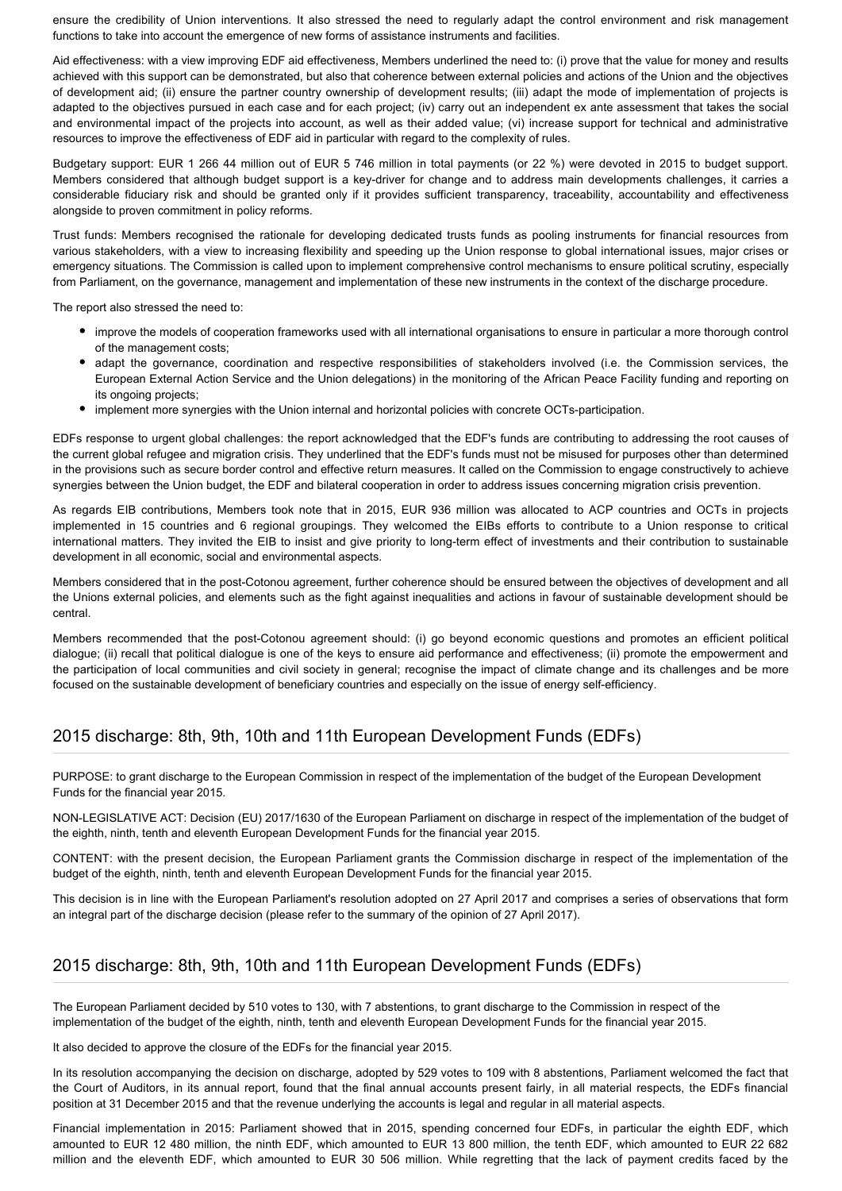ensure the credibility of Union interventions. It also stressed the need to regularly adapt the control environment and risk management functions to take into account the emergence of new forms of assistance instruments and facilities.

Aid effectiveness: with a view improving EDF aid effectiveness, Members underlined the need to: (i) prove that the value for money and results achieved with this support can be demonstrated, but also that coherence between external policies and actions of the Union and the objectives of development aid; (ii) ensure the partner country ownership of development results; (iii) adapt the mode of implementation of projects is adapted to the objectives pursued in each case and for each project; (iv) carry out an independent ex ante assessment that takes the social and environmental impact of the projects into account, as well as their added value; (vi) increase support for technical and administrative resources to improve the effectiveness of EDF aid in particular with regard to the complexity of rules.

Budgetary support: EUR 1 266 44 million out of EUR 5 746 million in total payments (or 22 %) were devoted in 2015 to budget support. Members considered that although budget support is a key-driver for change and to address main developments challenges, it carries a considerable fiduciary risk and should be granted only if it provides sufficient transparency, traceability, accountability and effectiveness alongside to proven commitment in policy reforms.

Trust funds: Members recognised the rationale for developing dedicated trusts funds as pooling instruments for financial resources from various stakeholders, with a view to increasing flexibility and speeding up the Union response to global international issues, major crises or emergency situations. The Commission is called upon to implement comprehensive control mechanisms to ensure political scrutiny, especially from Parliament, on the governance, management and implementation of these new instruments in the context of the discharge procedure.

The report also stressed the need to:

- improve the models of cooperation frameworks used with all international organisations to ensure in particular a more thorough control of the management costs;
- adapt the governance, coordination and respective responsibilities of stakeholders involved (i.e. the Commission services, the European External Action Service and the Union delegations) in the monitoring of the African Peace Facility funding and reporting on its ongoing projects;
- implement more synergies with the Union internal and horizontal policies with concrete OCTs-participation.

EDFs response to urgent global challenges: the report acknowledged that the EDF's funds are contributing to addressing the root causes of the current global refugee and migration crisis. They underlined that the EDF's funds must not be misused for purposes other than determined in the provisions such as secure border control and effective return measures. It called on the Commission to engage constructively to achieve synergies between the Union budget, the EDF and bilateral cooperation in order to address issues concerning migration crisis prevention.

As regards EIB contributions, Members took note that in 2015, EUR 936 million was allocated to ACP countries and OCTs in projects implemented in 15 countries and 6 regional groupings. They welcomed the EIBs efforts to contribute to a Union response to critical international matters. They invited the EIB to insist and give priority to long-term effect of investments and their contribution to sustainable development in all economic, social and environmental aspects.

Members considered that in the post-Cotonou agreement, further coherence should be ensured between the objectives of development and all the Unions external policies, and elements such as the fight against inequalities and actions in favour of sustainable development should be central.

Members recommended that the post-Cotonou agreement should: (i) go beyond economic questions and promotes an efficient political dialogue; (ii) recall that political dialogue is one of the keys to ensure aid performance and effectiveness; (ii) promote the empowerment and the participation of local communities and civil society in general; recognise the impact of climate change and its challenges and be more focused on the sustainable development of beneficiary countries and especially on the issue of energy self-efficiency.

## 2015 discharge: 8th, 9th, 10th and 11th European Development Funds (EDFs)

PURPOSE: to grant discharge to the European Commission in respect of the implementation of the budget of the European Development Funds for the financial year 2015.

NON-LEGISLATIVE ACT: Decision (EU) 2017/1630 of the European Parliament on discharge in respect of the implementation of the budget of the eighth, ninth, tenth and eleventh European Development Funds for the financial year 2015.

CONTENT: with the present decision, the European Parliament grants the Commission discharge in respect of the implementation of the budget of the eighth, ninth, tenth and eleventh European Development Funds for the financial year 2015.

This decision is in line with the European Parliament's resolution adopted on 27 April 2017 and comprises a series of observations that form an integral part of the discharge decision (please refer to the summary of the opinion of 27 April 2017).

## 2015 discharge: 8th, 9th, 10th and 11th European Development Funds (EDFs)

The European Parliament decided by 510 votes to 130, with 7 abstentions, to grant discharge to the Commission in respect of the implementation of the budget of the eighth, ninth, tenth and eleventh European Development Funds for the financial year 2015.

It also decided to approve the closure of the EDFs for the financial year 2015.

In its resolution accompanying the decision on discharge, adopted by 529 votes to 109 with 8 abstentions, Parliament welcomed the fact that the Court of Auditors, in its annual report, found that the final annual accounts present fairly, in all material respects, the EDFs financial position at 31 December 2015 and that the revenue underlying the accounts is legal and regular in all material aspects.

Financial implementation in 2015: Parliament showed that in 2015, spending concerned four EDFs, in particular the eighth EDF, which amounted to EUR 12 480 million, the ninth EDF, which amounted to EUR 13 800 million, the tenth EDF, which amounted to EUR 22 682 million and the eleventh EDF, which amounted to EUR 30 506 million. While regretting that the lack of payment credits faced by the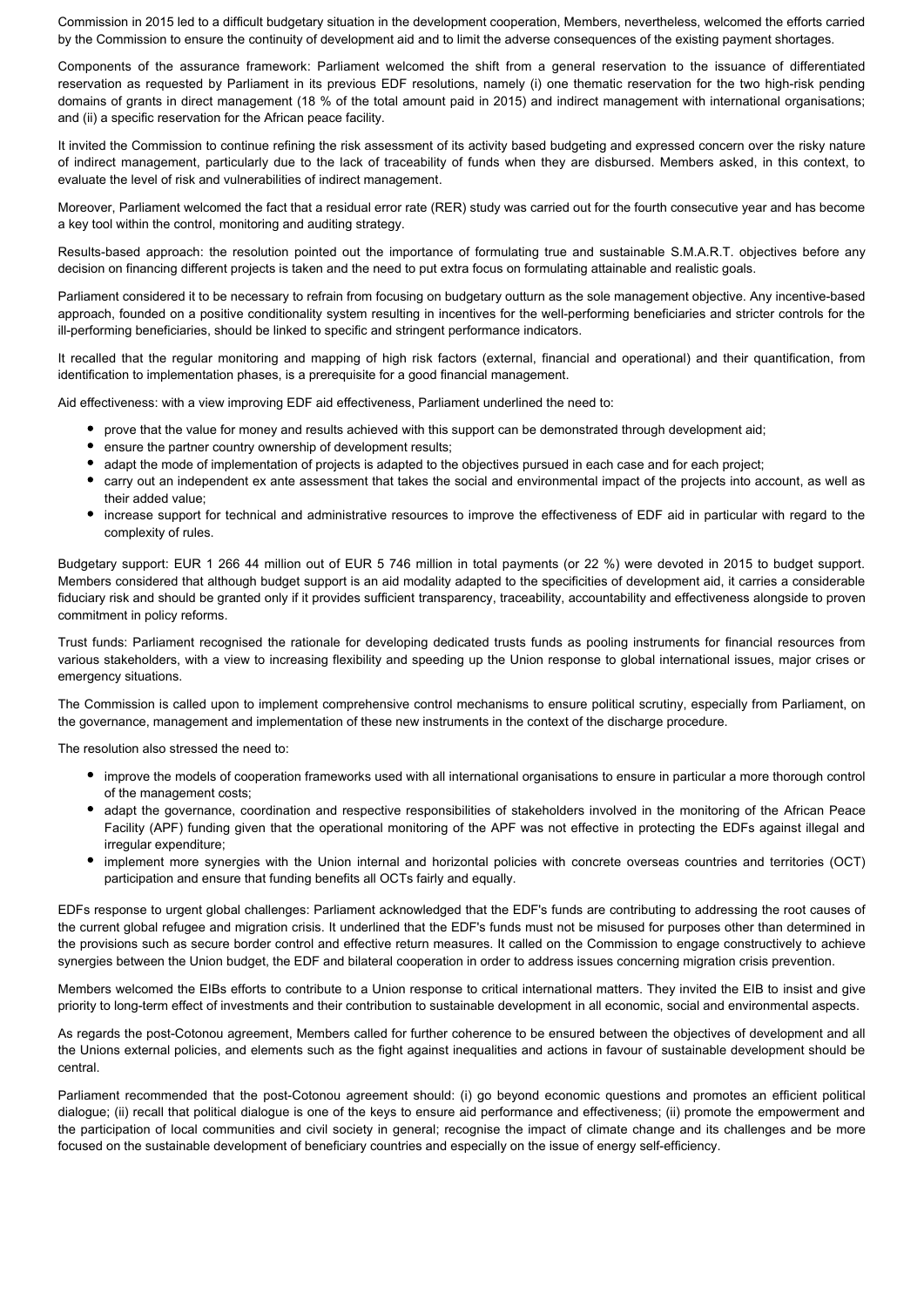Commission in 2015 led to a difficult budgetary situation in the development cooperation, Members, nevertheless, welcomed the efforts carried by the Commission to ensure the continuity of development aid and to limit the adverse consequences of the existing payment shortages.

Components of the assurance framework: Parliament welcomed the shift from a general reservation to the issuance of differentiated reservation as requested by Parliament in its previous EDF resolutions, namely (i) one thematic reservation for the two high-risk pending domains of grants in direct management (18 % of the total amount paid in 2015) and indirect management with international organisations; and (ii) a specific reservation for the African peace facility.

It invited the Commission to continue refining the risk assessment of its activity based budgeting and expressed concern over the risky nature of indirect management, particularly due to the lack of traceability of funds when they are disbursed. Members asked, in this context, to evaluate the level of risk and vulnerabilities of indirect management.

Moreover, Parliament welcomed the fact that a residual error rate (RER) study was carried out for the fourth consecutive year and has become a key tool within the control, monitoring and auditing strategy.

Results-based approach: the resolution pointed out the importance of formulating true and sustainable S.M.A.R.T. objectives before any decision on financing different projects is taken and the need to put extra focus on formulating attainable and realistic goals.

Parliament considered it to be necessary to refrain from focusing on budgetary outturn as the sole management objective. Any incentive-based approach, founded on a positive conditionality system resulting in incentives for the well-performing beneficiaries and stricter controls for the ill-performing beneficiaries, should be linked to specific and stringent performance indicators.

It recalled that the regular monitoring and mapping of high risk factors (external, financial and operational) and their quantification, from identification to implementation phases, is a prerequisite for a good financial management.

Aid effectiveness: with a view improving EDF aid effectiveness, Parliament underlined the need to:

- prove that the value for money and results achieved with this support can be demonstrated through development aid;
- ensure the partner country ownership of development results;
- adapt the mode of implementation of projects is adapted to the objectives pursued in each case and for each project;
- carry out an independent ex ante assessment that takes the social and environmental impact of the projects into account, as well as their added value;
- increase support for technical and administrative resources to improve the effectiveness of EDF aid in particular with regard to the complexity of rules.

Budgetary support: EUR 1 266 44 million out of EUR 5 746 million in total payments (or 22 %) were devoted in 2015 to budget support. Members considered that although budget support is an aid modality adapted to the specificities of development aid, it carries a considerable fiduciary risk and should be granted only if it provides sufficient transparency, traceability, accountability and effectiveness alongside to proven commitment in policy reforms.

Trust funds: Parliament recognised the rationale for developing dedicated trusts funds as pooling instruments for financial resources from various stakeholders, with a view to increasing flexibility and speeding up the Union response to global international issues, major crises or emergency situations.

The Commission is called upon to implement comprehensive control mechanisms to ensure political scrutiny, especially from Parliament, on the governance, management and implementation of these new instruments in the context of the discharge procedure.

The resolution also stressed the need to:

- improve the models of cooperation frameworks used with all international organisations to ensure in particular a more thorough control of the management costs;
- adapt the governance, coordination and respective responsibilities of stakeholders involved in the monitoring of the African Peace Facility (APF) funding given that the operational monitoring of the APF was not effective in protecting the EDFs against illegal and irregular expenditure;
- implement more synergies with the Union internal and horizontal policies with concrete overseas countries and territories (OCT) participation and ensure that funding benefits all OCTs fairly and equally.

EDFs response to urgent global challenges: Parliament acknowledged that the EDF's funds are contributing to addressing the root causes of the current global refugee and migration crisis. It underlined that the EDF's funds must not be misused for purposes other than determined in the provisions such as secure border control and effective return measures. It called on the Commission to engage constructively to achieve synergies between the Union budget, the EDF and bilateral cooperation in order to address issues concerning migration crisis prevention.

Members welcomed the EIBs efforts to contribute to a Union response to critical international matters. They invited the EIB to insist and give priority to long-term effect of investments and their contribution to sustainable development in all economic, social and environmental aspects.

As regards the post-Cotonou agreement, Members called for further coherence to be ensured between the objectives of development and all the Unions external policies, and elements such as the fight against inequalities and actions in favour of sustainable development should be central.

Parliament recommended that the post-Cotonou agreement should: (i) go beyond economic questions and promotes an efficient political dialogue; (ii) recall that political dialogue is one of the keys to ensure aid performance and effectiveness; (ii) promote the empowerment and the participation of local communities and civil society in general; recognise the impact of climate change and its challenges and be more focused on the sustainable development of beneficiary countries and especially on the issue of energy self-efficiency.